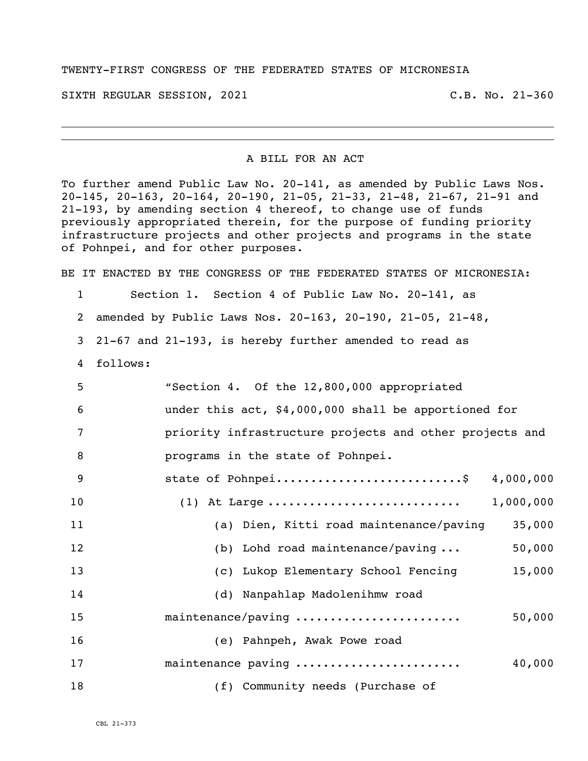TWENTY-FIRST CONGRESS OF THE FEDERATED STATES OF MICRONESIA

SIXTH REGULAR SESSION, 2021 C.B. No. 21-360

# A BILL FOR AN ACT

To further amend Public Law No. 20-141, as amended by Public Laws Nos. 20-145, 20-163, 20-164, 20-190, 21-05, 21-33, 21-48, 21-67, 21-91 and 21-193, by amending section 4 thereof, to change use of funds previously appropriated therein, for the purpose of funding priority infrastructure projects and other projects and programs in the state of Pohnpei, and for other purposes.

BE IT ENACTED BY THE CONGRESS OF THE FEDERATED STATES OF MICRONESIA:

1 Section 1. Section 4 of Public Law No. 20-141, as
2 amended by Public Laws Nos. 20-163, 20-190, 21-05, 21-48,
3 21-67 and 21-193, is hereby further amended to read as
4 follows:

5 "Section 4. Of the 12,800,000 appropriated
6 under this act, $4,000,000 shall be apportioned for
7 priority infrastructure projects and other projects and
8 programs in the state of Pohnpei.

9 state of Pohnpei..........................$ 4,000,000

10 (1) At Large .......................... 1,000,000

11 (a) Dien, Kitti road maintenance/paving 35,000

12 (b) Lohd road maintenance/paving ... 50,000

13 (c) Lukop Elementary School Fencing 15,000

14 (d) Nanpahlap Madolenihmw road

15 maintenance/paving ....................... 50,000

16 (e) Pahnpeh, Awak Powe road

17 maintenance paving ....................... 40,000

18 (f) Community needs (Purchase of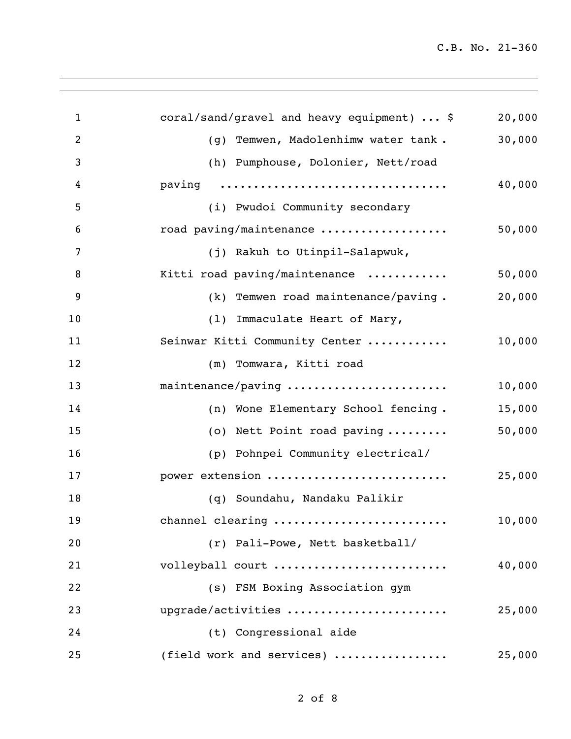coral/sand/gravel and heavy equipment) ... $ 20,000

(g) Temwen, Madolenhimw water tank . 30,000

(h) Pumphouse, Dolonier, Nett/road paving ................................. 40,000

(i) Pwudoi Community secondary road paving/maintenance .................. 50,000

(j) Rakuh to Utinpil-Salapwuk, Kitti road paving/maintenance ........... 50,000

(k) Temwen road maintenance/paving . 20,000

(l) Immaculate Heart of Mary, Seinwar Kitti Community Center ........... 10,000

(m) Tomwara, Kitti road maintenance/paving ....................... 10,000

(n) Wone Elementary School fencing . 15,000

(o) Nett Point road paving ......... 50,000

(p) Pohnpei Community electrical/ power extension .......................... 25,000

(q) Soundahu, Nandaku Palikir channel clearing ......................... 10,000

(r) Pali-Powe, Nett basketball/ volleyball court ......................... 40,000

(s) FSM Boxing Association gym upgrade/activities ....................... 25,000

(t) Congressional aide (field work and services) ................ 25,000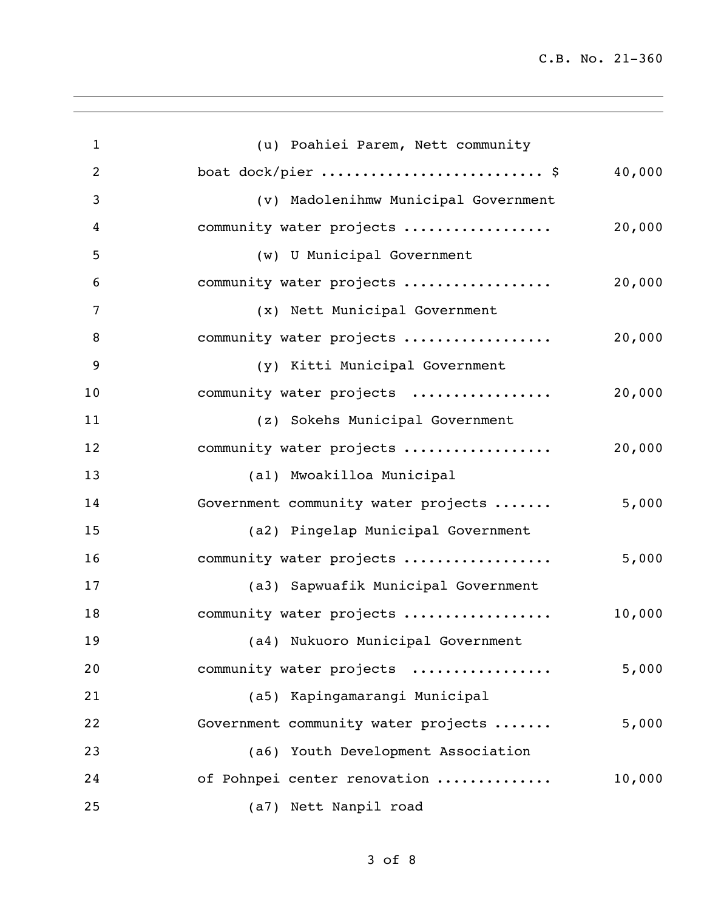(u) Poahiei Parem, Nett community boat dock/pier .......................... $ 40,000

(v) Madolenihmw Municipal Government community water projects ................. 20,000

(w) U Municipal Government community water projects ................. 20,000

(x) Nett Municipal Government community water projects ................. 20,000

(y) Kitti Municipal Government community water projects ................ 20,000

(z) Sokehs Municipal Government community water projects ................. 20,000

(a1) Mwoakilloa Municipal Government community water projects ....... 5,000

(a2) Pingelap Municipal Government community water projects ................. 5,000

(a3) Sapwuafik Municipal Government community water projects ................. 10,000

(a4) Nukuoro Municipal Government community water projects ................ 5,000

(a5) Kapingamarangi Municipal Government community water projects ....... 5,000

(a6) Youth Development Association of Pohnpei center renovation ............. 10,000

(a7) Nett Nanpil road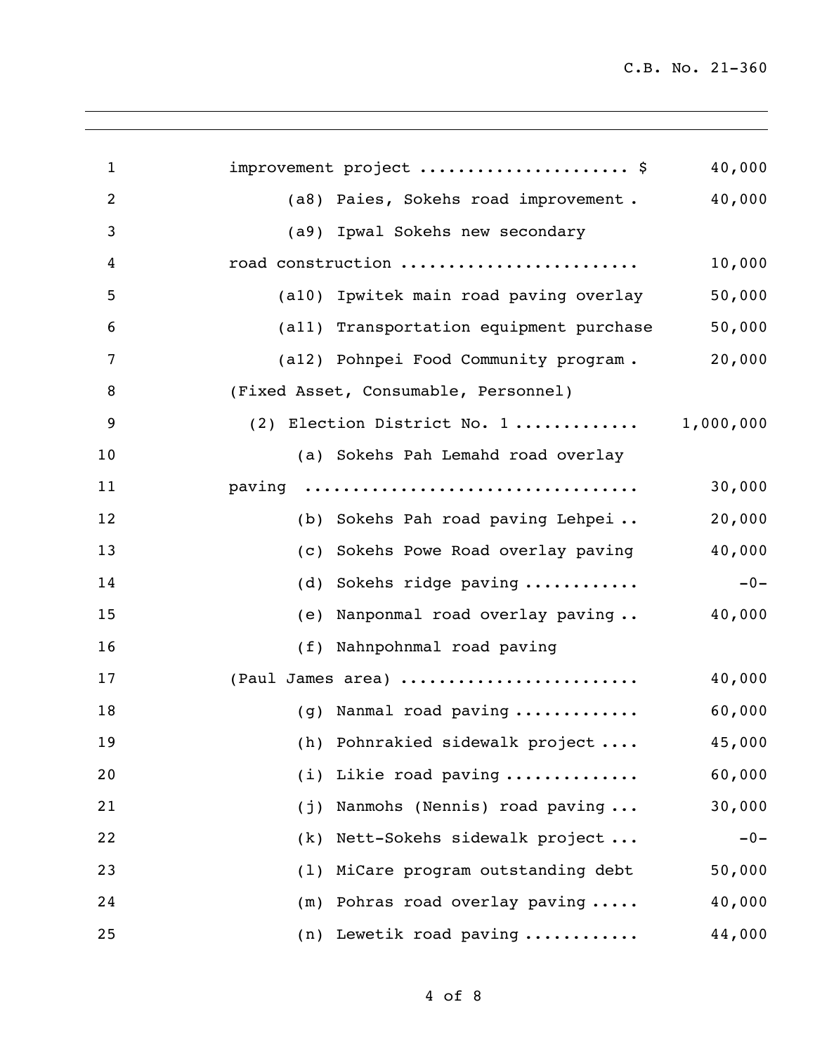improvement project ..................... $ 40,000

(a8) Paies, Sokehs road improvement . 40,000

(a9) Ipwal Sokehs new secondary road construction ........................ 10,000

(a10) Ipwitek main road paving overlay 50,000

(a11) Transportation equipment purchase 50,000

(a12) Pohnpei Food Community program . 20,000

(Fixed Asset, Consumable, Personnel)

(2) Election District No. 1 ............ 1,000,000

(a) Sokehs Pah Lemahd road overlay paving .................................. 30,000

(b) Sokehs Pah road paving Lehpei .. 20,000

(c) Sokehs Powe Road overlay paving 40,000

(d) Sokehs ridge paving ........... -0-

(e) Nanponmal road overlay paving .. 40,000

(f) Nahnpohnmal road paving (Paul James area) ........................ 40,000

(g) Nanmal road paving ............ 60,000

(h) Pohnrakied sidewalk project .... 45,000

(i) Likie road paving ............. 60,000

(j) Nanmohs (Nennis) road paving ... 30,000

(k) Nett-Sokehs sidewalk project ... -0-

(l) MiCare program outstanding debt 50,000

(m) Pohras road overlay paving ..... 40,000

(n) Lewetik road paving ........... 44,000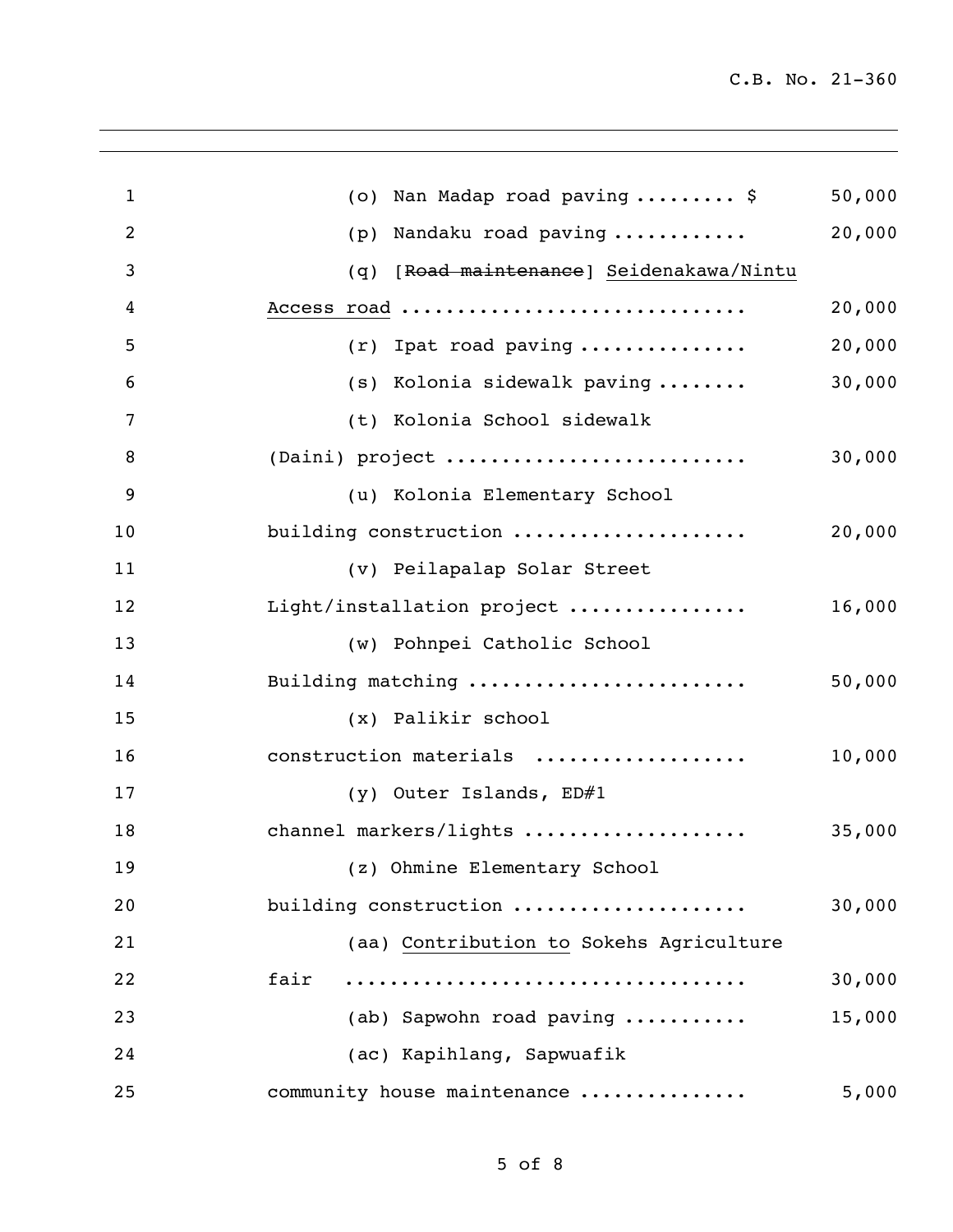(o) Nan Madap road paving ......... $ 50,000

(p) Nandaku road paving ............ 20,000

(q) [~~Road maintenance~~] <u>Seidenakawa/Nintu Access road</u> .............................. 20,000

(r) Ipat road paving ............... 20,000

(s) Kolonia sidewalk paving ........ 30,000

(t) Kolonia School sidewalk (Daini) project .......................... 30,000

(u) Kolonia Elementary School building construction .................... 20,000

(v) Peilapalap Solar Street Light/installation project ............... 16,000

(w) Pohnpei Catholic School Building matching ........................ 50,000

(x) Palikir school construction materials .................. 10,000

(y) Outer Islands, ED#1 channel markers/lights ................... 35,000

(z) Ohmine Elementary School building construction .................... 30,000

(aa) <u>Contribution to</u> Sokehs Agriculture fair .................................. 30,000

(ab) Sapwohn road paving .......... 15,000

(ac) Kapihlang, Sapwuafik community house maintenance .............. 5,000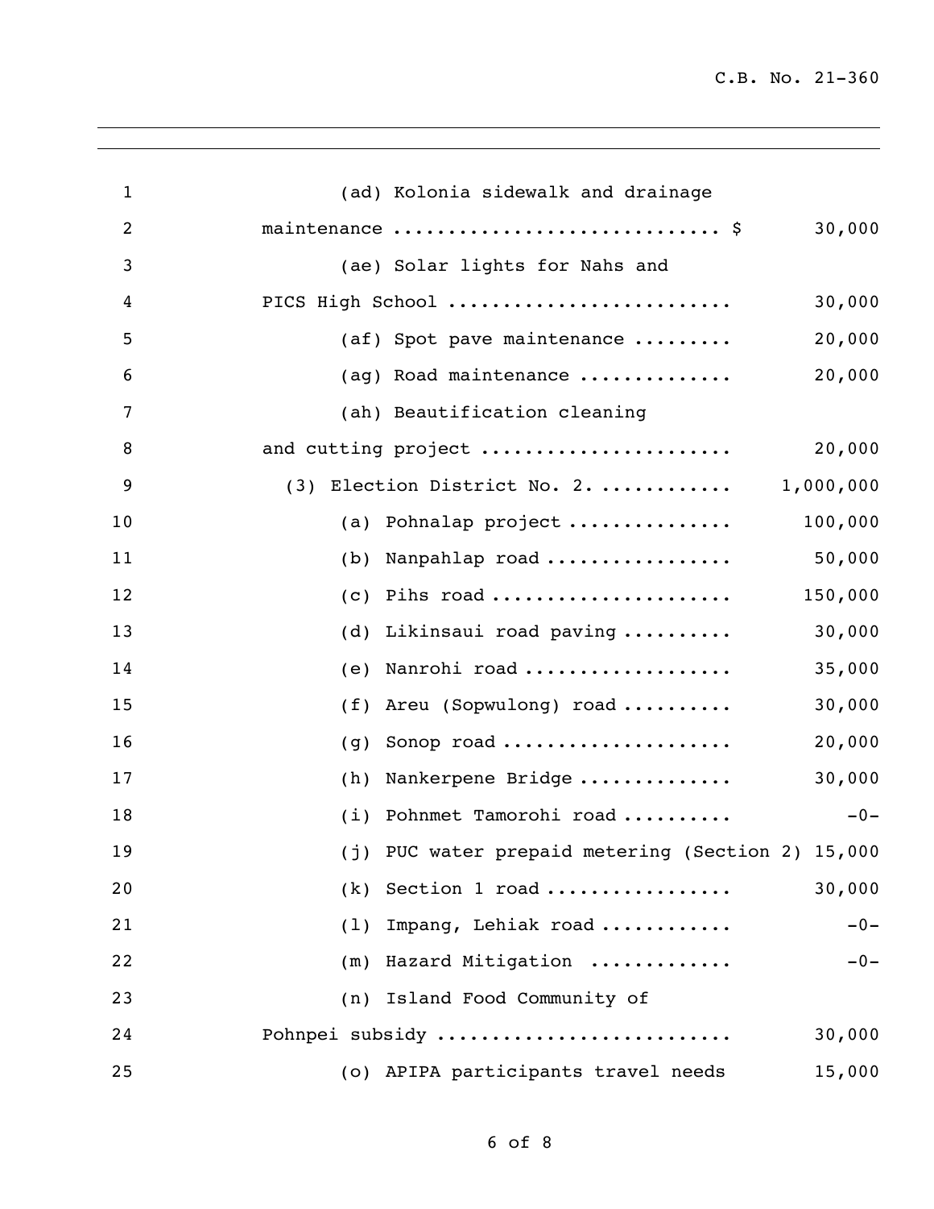(ad) Kolonia sidewalk and drainage maintenance .............................. $ 30,000

(ae) Solar lights for Nahs and PICS High School .......................... 30,000

(af) Spot pave maintenance ......... 20,000

(ag) Road maintenance .............. 20,000

(ah) Beautification cleaning and cutting project ....................... 20,000

(3) Election District No. 2. ............ 1,000,000

(a) Pohnalap project ............... 100,000

(b) Nanpahlap road ................. 50,000

(c) Pihs road ...................... 150,000

(d) Likinsaui road paving .......... 30,000

(e) Nanrohi road ................... 35,000

(f) Areu (Sopwulong) road .......... 30,000

(g) Sonop road ..................... 20,000

(h) Nankerpene Bridge .............. 30,000

(i) Pohnmet Tamorohi road .......... -0-

(j) PUC water prepaid metering (Section 2) 15,000

(k) Section 1 road ................. 30,000

(l) Impang, Lehiak road ............ -0-

(m) Hazard Mitigation ............. -0-

(n) Island Food Community of Pohnpei subsidy .......................... 30,000

(o) APIPA participants travel needs 15,000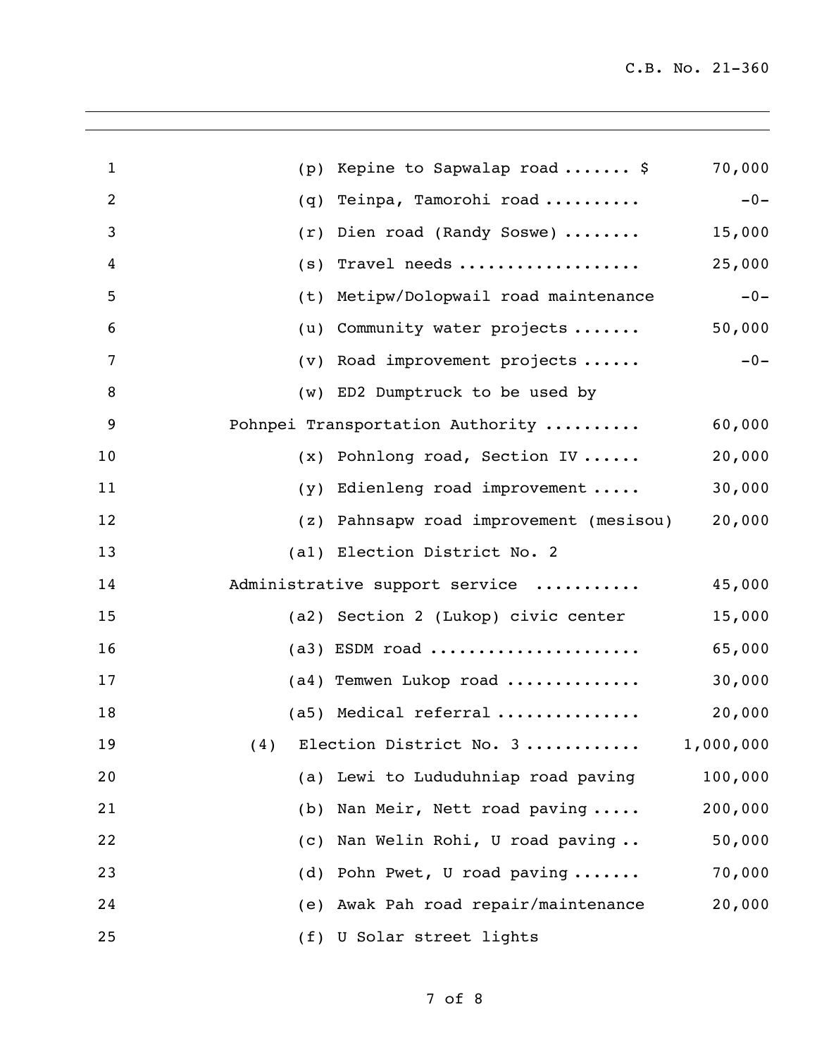(p) Kepine to Sapwalap road ....... $ 70,000

(q) Teinpa, Tamorohi road .......... -0-

(r) Dien road (Randy Soswe) ........ 15,000

(s) Travel needs .................. 25,000

(t) Metipw/Dolopwail road maintenance -0-

(u) Community water projects ....... 50,000

(v) Road improvement projects ...... -0-

(w) ED2 Dumptruck to be used by Pohnpei Transportation Authority .......... 60,000

(x) Pohnlong road, Section IV ...... 20,000

(y) Edienleng road improvement ..... 30,000

(z) Pahnsapw road improvement (mesisou) 20,000

(a1) Election District No. 2 Administrative support service ........... 45,000

(a2) Section 2 (Lukop) civic center 15,000

(a3) ESDM road ..................... 65,000

(a4) Temwen Lukop road ............. 30,000

(a5) Medical referral .............. 20,000

(4) Election District No. 3 ........... 1,000,000

(a) Lewi to Lududuhniap road paving 100,000

(b) Nan Meir, Nett road paving ..... 200,000

(c) Nan Welin Rohi, U road paving .. 50,000

(d) Pohn Pwet, U road paving ....... 70,000

(e) Awak Pah road repair/maintenance 20,000

(f) U Solar street lights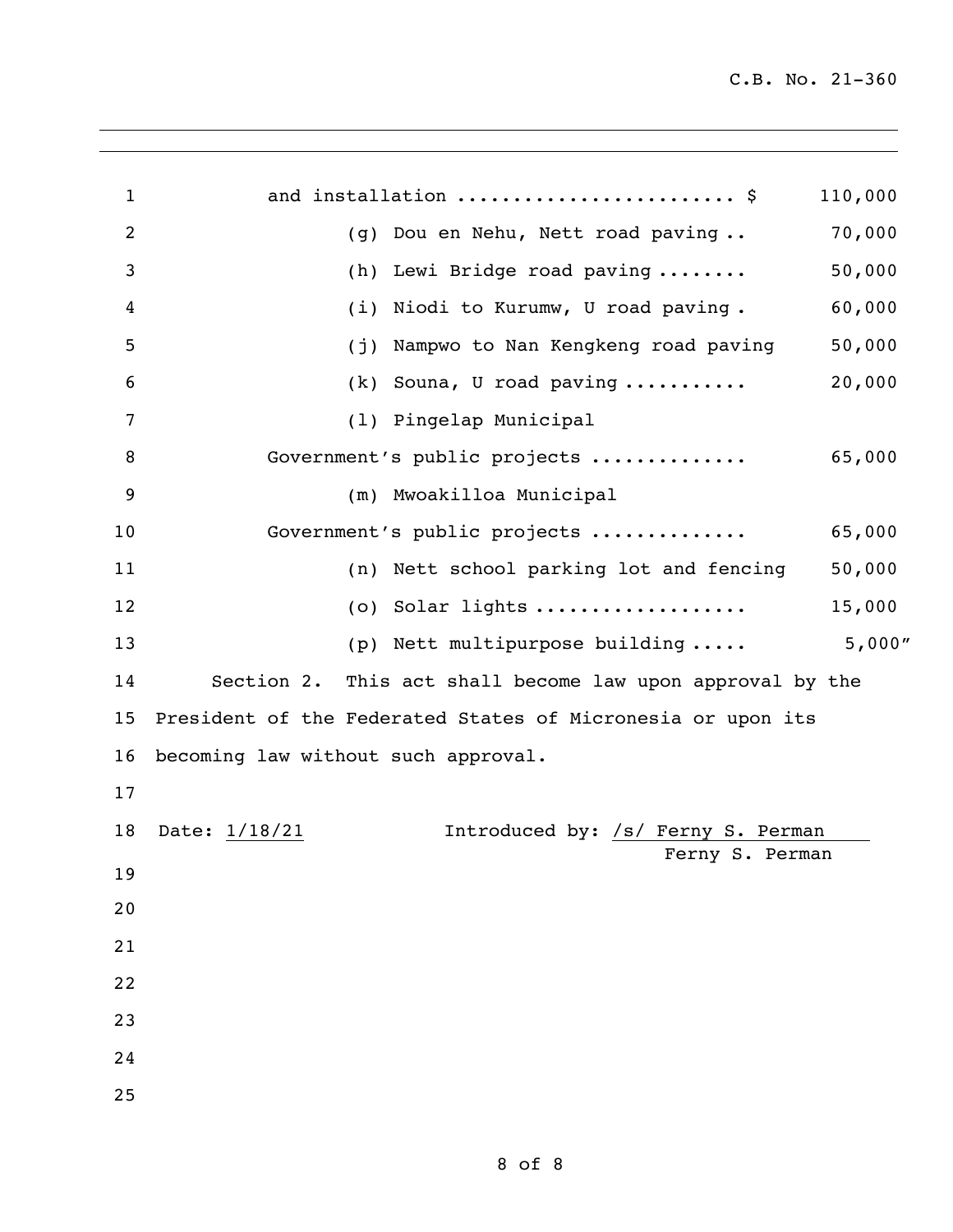and installation ........................ $ 110,000

(g) Dou en Nehu, Nett road paving .. 70,000

(h) Lewi Bridge road paving ........ 50,000

(i) Niodi to Kurumw, U road paving . 60,000

(j) Nampwo to Nan Kengkeng road paving 50,000

(k) Souna, U road paving ........... 20,000

(l) Pingelap Municipal Government's public projects ............. 65,000

(m) Mwoakilloa Municipal Government's public projects ............. 65,000

(n) Nett school parking lot and fencing 50,000

(o) Solar lights .................. 15,000

(p) Nett multipurpose building ..... 5,000"

Section 2. This act shall become law upon approval by the President of the Federated States of Micronesia or upon its becoming law without such approval.

Date: 1/18/21 Introduced by: /s/ Ferny S. Perman

Ferny S. Perman